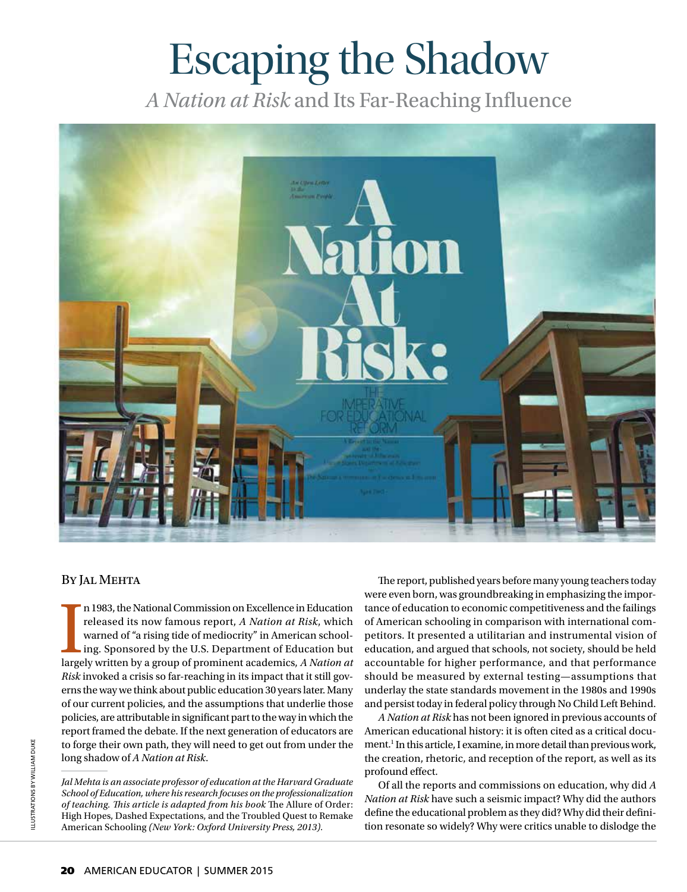# Escaping the Shadow

## *A Nation at Risk* and Its Far-Reaching Influence

By Jal Mehta

In 1983, the National Commission on Excellence in Education released its now famous report, *A Nation at Risk*, which warned of "a rising tide of mediocrity" in American schooling. Sponsored by the U.S. Department of Education but largely written by a group of prominent academics, *A Nation at Risk* invoked a crisis so far-reaching in its impact that it still governs the way we think about public education 30 years later. Many of our current policies, and the assumptions that underlie those policies, are attributable in significant part to the way in which the report framed the debate. If the next generation of educators are to forge their own path, they will need to get out from under the long shadow of *A Nation at Risk*.

*Jal Mehta is an associate professor of education at the Harvard Graduate School of Education, where his research focuses on the professionalization of teaching. This article is adapted from his book* The Allure of Order: High Hopes, Dashed Expectations, and the Troubled Quest to Remake American Schooling *(New York: Oxford University Press, 2013).*

ILLUSTRATIONS BY WILLIAM DUKE

The report, published years before many young teachers today were even born, was groundbreaking in emphasizing the importance of education to economic competitiveness and the failings of American schooling in comparison with international competitors. It presented a utilitarian and instrumental vision of education, and argued that schools, not society, should be held accountable for higher performance, and that performance should be measured by external testing—assumptions that underlay the state standards movement in the 1980s and 1990s and persist today in federal policy through No Child Left Behind.

*A Nation at Risk* has not been ignored in previous accounts of American educational history: it is often cited as a critical document.[1] In this article, I examine, in more detail than previous work, the creation, rhetoric, and reception of the report, as well as its profound effect.

Of all the reports and commissions on education, why did *A Nation at Risk* have such a seismic impact? Why did the authors define the educational problem as they did? Why did their definition resonate so widely? Why were critics unable to dislodge the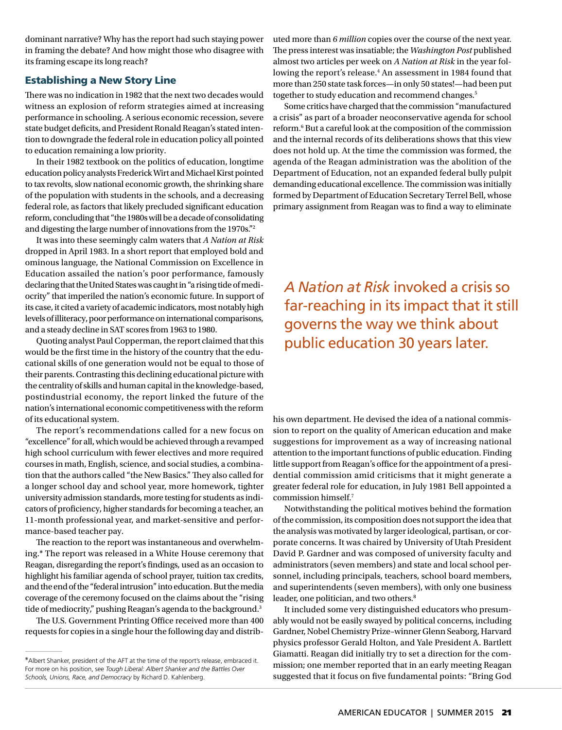dominant narrative? Why has the report had such staying power in framing the debate? And how might those who disagree with its framing escape its long reach?

## Establishing a New Story Line

There was no indication in 1982 that the next two decades would witness an explosion of reform strategies aimed at increasing performance in schooling. A serious economic recession, severe state budget deficits, and President Ronald Reagan's stated intention to downgrade the federal role in education policy all pointed to education remaining a low priority.

In their 1982 textbook on the politics of education, longtime education policy analysts Frederick Wirt and Michael Kirst pointed to tax revolts, slow national economic growth, the shrinking share of the population with students in the schools, and a decreasing federal role, as factors that likely precluded significant education reform, concluding that "the 1980s will be a decade of consolidating and digesting the large number of innovations from the 1970s."[2]

It was into these seemingly calm waters that *A Nation at Risk* dropped in April 1983. In a short report that employed bold and ominous language, the National Commission on Excellence in Education assailed the nation's poor performance, famously declaring that the United States was caught in "a rising tide of mediocrity" that imperiled the nation's economic future. In support of its case, it cited a variety of academic indicators, most notably high levels of illiteracy, poor performance on international comparisons, and a steady decline in SAT scores from 1963 to 1980.

Quoting analyst Paul Copperman, the report claimed that this would be the first time in the history of the country that the educational skills of one generation would not be equal to those of their parents. Contrasting this declining educational picture with the centrality of skills and human capital in the knowledge-based, postindustrial economy, the report linked the future of the nation's international economic competitiveness with the reform of its educational system.

The report's recommendations called for a new focus on "excellence" for all, which would be achieved through a revamped high school curriculum with fewer electives and more required courses in math, English, science, and social studies, a combination that the authors called "the New Basics." They also called for a longer school day and school year, more homework, tighter university admission standards, more testing for students as indicators of proficiency, higher standards for becoming a teacher, an 11-month professional year, and market-sensitive and performance-based teacher pay.

The reaction to the report was instantaneous and overwhelming.* The report was released in a White House ceremony that Reagan, disregarding the report's findings, used as an occasion to highlight his familiar agenda of school prayer, tuition tax credits, and the end of the "federal intrusion" into education. But the media coverage of the ceremony focused on the claims about the "rising tide of mediocrity," pushing Reagan's agenda to the background.[3]

The U.S. Government Printing Office received more than 400 requests for copies in a single hour the following day and distributed more than *6 million* copies over the course of the next year. The press interest was insatiable; the *Washington Post* published almost two articles per week on *A Nation at Risk* in the year following the report's release.[4] An assessment in 1984 found that more than 250 state task forces—in only 50 states!—had been put together to study education and recommend changes.[5]

Some critics have charged that the commission "manufactured a crisis" as part of a broader neoconservative agenda for school reform.[6] But a careful look at the composition of the commission and the internal records of its deliberations shows that this view does not hold up. At the time the commission was formed, the agenda of the Reagan administration was the abolition of the Department of Education, not an expanded federal bully pulpit demanding educational excellence. The commission was initially formed by Department of Education Secretary Terrel Bell, whose primary assignment from Reagan was to find a way to eliminate his own department. He devised the idea of a national commission to report on the quality of American education and make suggestions for improvement as a way of increasing national attention to the important functions of public education. Finding little support from Reagan's office for the appointment of a presidential commission amid criticisms that it might generate a greater federal role for education, in July 1981 Bell appointed a commission himself.[7]

> *A Nation at Risk* invoked a crisis so far-reaching in its impact that it still governs the way we think about public education 30 years later.

Notwithstanding the political motives behind the formation of the commission, its composition does not support the idea that the analysis was motivated by larger ideological, partisan, or corporate concerns. It was chaired by University of Utah President David P. Gardner and was composed of university faculty and administrators (seven members) and state and local school personnel, including principals, teachers, school board members, and superintendents (seven members), with only one business leader, one politician, and two others.[8]

It included some very distinguished educators who presumably would not be easily swayed by political concerns, including Gardner, Nobel Chemistry Prize–winner Glenn Seaborg, Harvard physics professor Gerald Holton, and Yale President A. Bartlett Giamatti. Reagan did initially try to set a direction for the commission; one member reported that in an early meeting Reagan suggested that it focus on five fundamental points: "Bring God

---

*Albert Shanker, president of the AFT at the time of the report's release, embraced it. For more on his position, see *Tough Liberal: Albert Shanker and the Battles Over Schools, Unions, Race, and Democracy* by Richard D. Kahlenberg.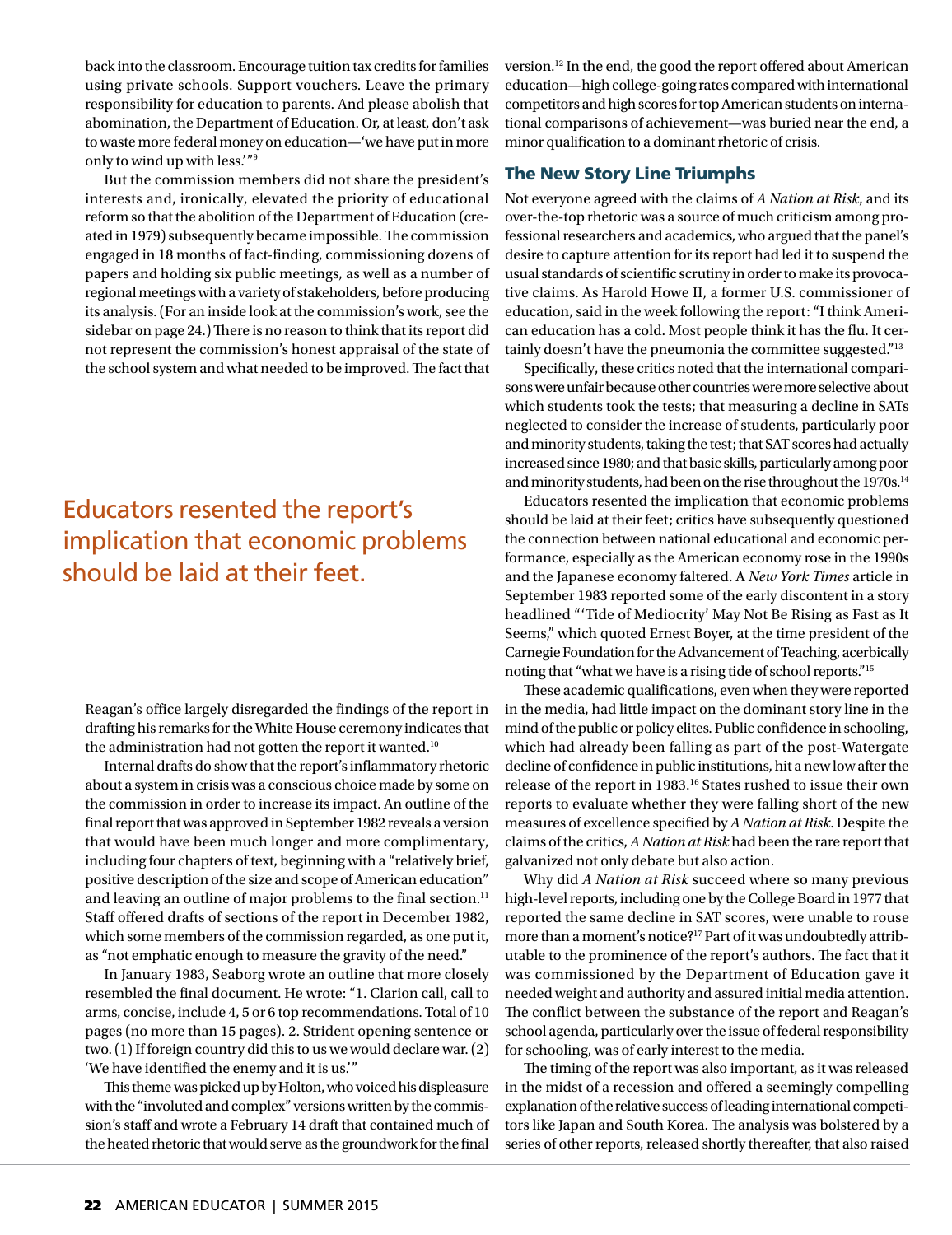back into the classroom. Encourage tuition tax credits for families using private schools. Support vouchers. Leave the primary responsibility for education to parents. And please abolish that abomination, the Department of Education. Or, at least, don't ask to waste more federal money on education—'we have put in more only to wind up with less.'"[9]

But the commission members did not share the president's interests and, ironically, elevated the priority of educational reform so that the abolition of the Department of Education (created in 1979) subsequently became impossible. The commission engaged in 18 months of fact-finding, commissioning dozens of papers and holding six public meetings, as well as a number of regional meetings with a variety of stakeholders, before producing its analysis. (For an inside look at the commission's work, see the sidebar on page 24.) There is no reason to think that its report did not represent the commission's honest appraisal of the state of the school system and what needed to be improved. The fact that Reagan's office largely disregarded the findings of the report in drafting his remarks for the White House ceremony indicates that the administration had not gotten the report it wanted.[10]

Internal drafts do show that the report's inflammatory rhetoric about a system in crisis was a conscious choice made by some on the commission in order to increase its impact. An outline of the final report that was approved in September 1982 reveals a version that would have been much longer and more complimentary, including four chapters of text, beginning with a "relatively brief, positive description of the size and scope of American education" and leaving an outline of major problems to the final section.[11] Staff offered drafts of sections of the report in December 1982, which some members of the commission regarded, as one put it, as "not emphatic enough to measure the gravity of the need."

In January 1983, Seaborg wrote an outline that more closely resembled the final document. He wrote: "1. Clarion call, call to arms, concise, include 4, 5 or 6 top recommendations. Total of 10 pages (no more than 15 pages). 2. Strident opening sentence or two. (1) If foreign country did this to us we would declare war. (2) 'We have identified the enemy and it is us.'"

This theme was picked up by Holton, who voiced his displeasure with the "involuted and complex" versions written by the commission's staff and wrote a February 14 draft that contained much of the heated rhetoric that would serve as the groundwork for the final version.[12] In the end, the good the report offered about American education—high college-going rates compared with international competitors and high scores for top American students on international comparisons of achievement—was buried near the end, a minor qualification to a dominant rhetoric of crisis.

## The New Story Line Triumphs

Not everyone agreed with the claims of *A Nation at Risk*, and its over-the-top rhetoric was a source of much criticism among professional researchers and academics, who argued that the panel's desire to capture attention for its report had led it to suspend the usual standards of scientific scrutiny in order to make its provocative claims. As Harold Howe II, a former U.S. commissioner of education, said in the week following the report: "I think American education has a cold. Most people think it has the flu. It certainly doesn't have the pneumonia the committee suggested."[13]

Specifically, these critics noted that the international comparisons were unfair because other countries were more selective about which students took the tests; that measuring a decline in SATs neglected to consider the increase of students, particularly poor and minority students, taking the test; that SAT scores had actually increased since 1980; and that basic skills, particularly among poor and minority students, had been on the rise throughout the 1970s.[14]

Educators resented the implication that economic problems should be laid at their feet; critics have subsequently questioned the connection between national educational and economic performance, especially as the American economy rose in the 1990s and the Japanese economy faltered. A *New York Times* article in September 1983 reported some of the early discontent in a story headlined "'Tide of Mediocrity' May Not Be Rising as Fast as It Seems," which quoted Ernest Boyer, at the time president of the Carnegie Foundation for the Advancement of Teaching, acerbically noting that "what we have is a rising tide of school reports."[15]

These academic qualifications, even when they were reported in the media, had little impact on the dominant story line in the mind of the public or policy elites. Public confidence in schooling, which had already been falling as part of the post-Watergate decline of confidence in public institutions, hit a new low after the release of the report in 1983.[16] States rushed to issue their own reports to evaluate whether they were falling short of the new measures of excellence specified by *A Nation at Risk*. Despite the claims of the critics, *A Nation at Risk* had been the rare report that galvanized not only debate but also action.

Why did *A Nation at Risk* succeed where so many previous high-level reports, including one by the College Board in 1977 that reported the same decline in SAT scores, were unable to rouse more than a moment's notice?[17] Part of it was undoubtedly attributable to the prominence of the report's authors. The fact that it was commissioned by the Department of Education gave it needed weight and authority and assured initial media attention. The conflict between the substance of the report and Reagan's school agenda, particularly over the issue of federal responsibility for schooling, was of early interest to the media.

The timing of the report was also important, as it was released in the midst of a recession and offered a seemingly compelling explanation of the relative success of leading international competitors like Japan and South Korea. The analysis was bolstered by a series of other reports, released shortly thereafter, that also raised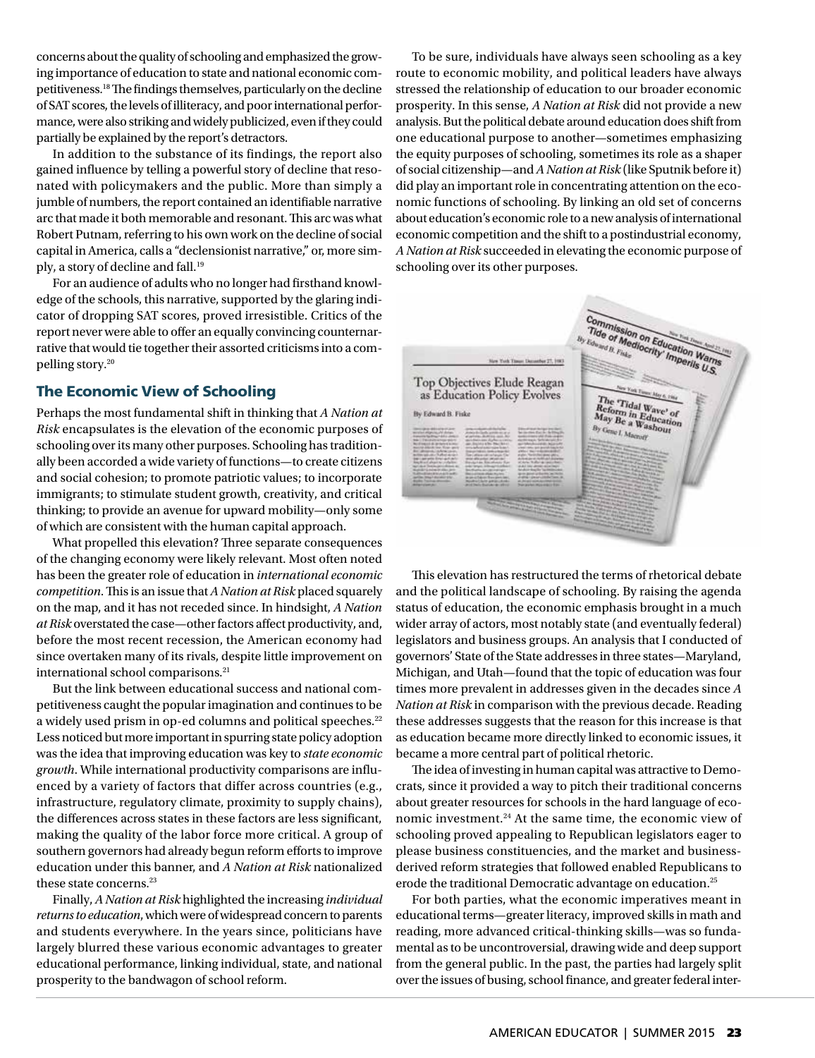concerns about the quality of schooling and emphasized the growing importance of education to state and national economic competitiveness.[18] The findings themselves, particularly on the decline of SAT scores, the levels of illiteracy, and poor international performance, were also striking and widely publicized, even if they could partially be explained by the report's detractors.

In addition to the substance of its findings, the report also gained influence by telling a powerful story of decline that resonated with policymakers and the public. More than simply a jumble of numbers, the report contained an identifiable narrative arc that made it both memorable and resonant. This arc was what Robert Putnam, referring to his own work on the decline of social capital in America, calls a "declensionist narrative," or, more simply, a story of decline and fall.[19]

For an audience of adults who no longer had firsthand knowledge of the schools, this narrative, supported by the glaring indicator of dropping SAT scores, proved irresistible. Critics of the report never were able to offer an equally convincing counternarrative that would tie together their assorted criticisms into a compelling story.[20]

## The Economic View of Schooling

Perhaps the most fundamental shift in thinking that *A Nation at Risk* encapsulates is the elevation of the economic purposes of schooling over its many other purposes. Schooling has traditionally been accorded a wide variety of functions—to create citizens and social cohesion; to promote patriotic values; to incorporate immigrants; to stimulate student growth, creativity, and critical thinking; to provide an avenue for upward mobility—only some of which are consistent with the human capital approach.

What propelled this elevation? Three separate consequences of the changing economy were likely relevant. Most often noted has been the greater role of education in *international economic competition*. This is an issue that *A Nation at Risk* placed squarely on the map, and it has not receded since. In hindsight, *A Nation at Risk* overstated the case—other factors affect productivity, and, before the most recent recession, the American economy had since overtaken many of its rivals, despite little improvement on international school comparisons.[21]

But the link between educational success and national competitiveness caught the popular imagination and continues to be a widely used prism in op-ed columns and political speeches.[22] Less noticed but more important in spurring state policy adoption was the idea that improving education was key to *state economic growth*. While international productivity comparisons are influenced by a variety of factors that differ across countries (e.g., infrastructure, regulatory climate, proximity to supply chains), the differences across states in these factors are less significant, making the quality of the labor force more critical. A group of southern governors had already begun reform efforts to improve education under this banner, and *A Nation at Risk* nationalized these state concerns.[23]

Finally, *A Nation at Risk* highlighted the increasing *individual returns to education*, which were of widespread concern to parents and students everywhere. In the years since, politicians have largely blurred these various economic advantages to greater educational performance, linking individual, state, and national prosperity to the bandwagon of school reform.

To be sure, individuals have always seen schooling as a key route to economic mobility, and political leaders have always stressed the relationship of education to our broader economic prosperity. In this sense, *A Nation at Risk* did not provide a new analysis. But the political debate around education does shift from one educational purpose to another—sometimes emphasizing the equity purposes of schooling, sometimes its role as a shaper of social citizenship—and *A Nation at Risk* (like Sputnik before it) did play an important role in concentrating attention on the economic functions of schooling. By linking an old set of concerns about education's economic role to a new analysis of international economic competition and the shift to a postindustrial economy, *A Nation at Risk* succeeded in elevating the economic purpose of schooling over its other purposes.

This elevation has restructured the terms of rhetorical debate and the political landscape of schooling. By raising the agenda status of education, the economic emphasis brought in a much wider array of actors, most notably state (and eventually federal) legislators and business groups. An analysis that I conducted of governors' State of the State addresses in three states—Maryland, Michigan, and Utah—found that the topic of education was four times more prevalent in addresses given in the decades since *A Nation at Risk* in comparison with the previous decade. Reading these addresses suggests that the reason for this increase is that as education became more directly linked to economic issues, it became a more central part of political rhetoric.

The idea of investing in human capital was attractive to Democrats, since it provided a way to pitch their traditional concerns about greater resources for schools in the hard language of economic investment.[24] At the same time, the economic view of schooling proved appealing to Republican legislators eager to please business constituencies, and the market and business-derived reform strategies that followed enabled Republicans to erode the traditional Democratic advantage on education.[25]

For both parties, what the economic imperatives meant in educational terms—greater literacy, improved skills in math and reading, more advanced critical-thinking skills—was so fundamental as to be uncontroversial, drawing wide and deep support from the general public. In the past, the parties had largely split over the issues of busing, school finance, and greater federal inter-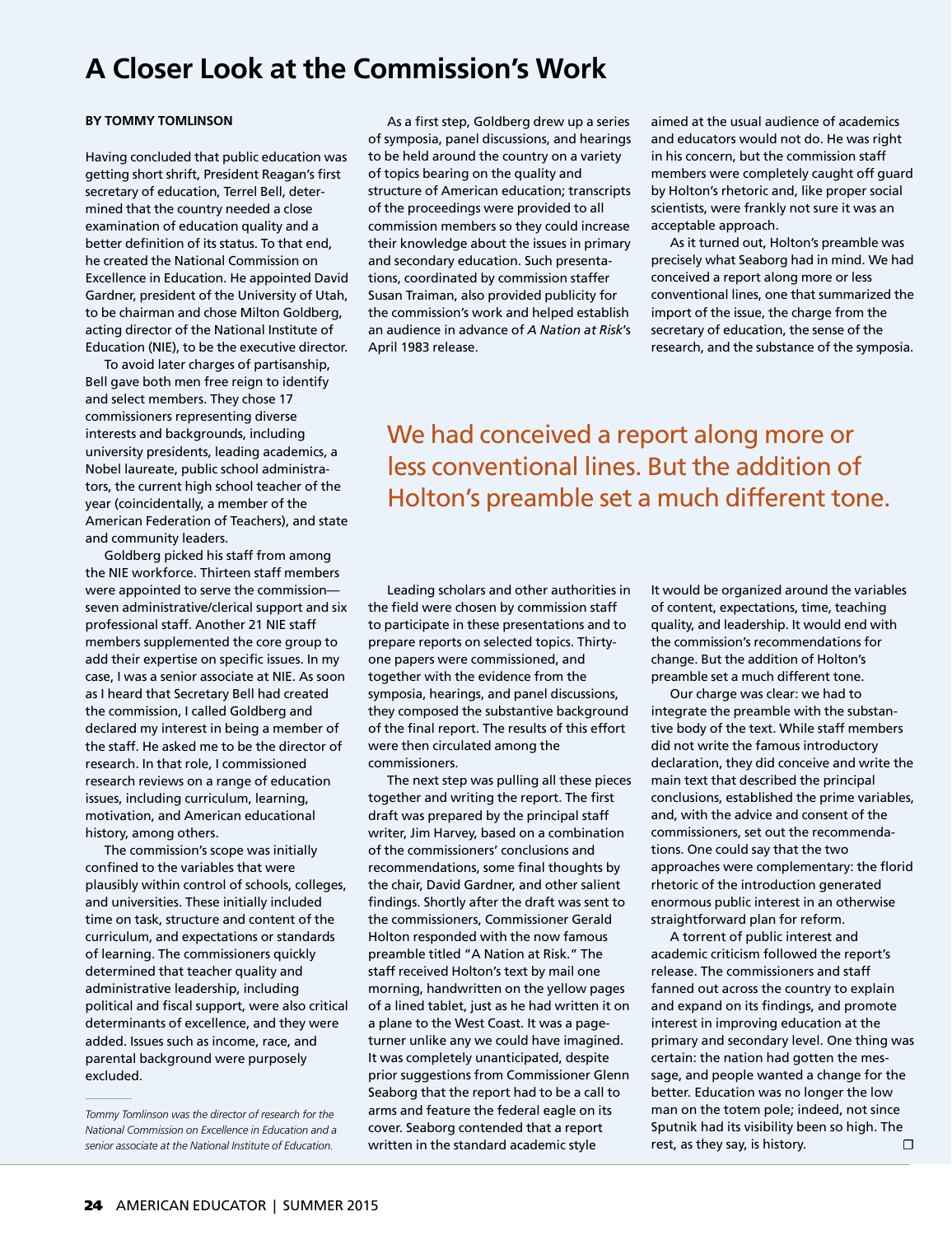# A Closer Look at the Commission's Work

**BY TOMMY TOMLINSON**

Having concluded that public education was getting short shrift, President Reagan's first secretary of education, Terrel Bell, determined that the country needed a close examination of education quality and a better definition of its status. To that end, he created the National Commission on Excellence in Education. He appointed David Gardner, president of the University of Utah, to be chairman and chose Milton Goldberg, acting director of the National Institute of Education (NIE), to be the executive director.

To avoid later charges of partisanship, Bell gave both men free reign to identify and select members. They chose 17 commissioners representing diverse interests and backgrounds, including university presidents, leading academics, a Nobel laureate, public school administrators, the current high school teacher of the year (coincidentally, a member of the American Federation of Teachers), and state and community leaders.

Goldberg picked his staff from among the NIE workforce. Thirteen staff members were appointed to serve the commission—seven administrative/clerical support and six professional staff. Another 21 NIE staff members supplemented the core group to add their expertise on specific issues. In my case, I was a senior associate at NIE. As soon as I heard that Secretary Bell had created the commission, I called Goldberg and declared my interest in being a member of the staff. He asked me to be the director of research. In that role, I commissioned research reviews on a range of education issues, including curriculum, learning, motivation, and American educational history, among others.

The commission's scope was initially confined to the variables that were plausibly within control of schools, colleges, and universities. These initially included time on task, structure and content of the curriculum, and expectations or standards of learning. The commissioners quickly determined that teacher quality and administrative leadership, including political and fiscal support, were also critical determinants of excellence, and they were added. Issues such as income, race, and parental background were purposely excluded.

As a first step, Goldberg drew up a series of symposia, panel discussions, and hearings to be held around the country on a variety of topics bearing on the quality and structure of American education; transcripts of the proceedings were provided to all commission members so they could increase their knowledge about the issues in primary and secondary education. Such presentations, coordinated by commission staffer Susan Traiman, also provided publicity for the commission's work and helped establish an audience in advance of *A Nation at Risk*'s April 1983 release.

Leading scholars and other authorities in the field were chosen by commission staff to participate in these presentations and to prepare reports on selected topics. Thirty-one papers were commissioned, and together with the evidence from the symposia, hearings, and panel discussions, they composed the substantive background of the final report. The results of this effort were then circulated among the commissioners.

The next step was pulling all these pieces together and writing the report. The first draft was prepared by the principal staff writer, Jim Harvey, based on a combination of the commissioners' conclusions and recommendations, some final thoughts by the chair, David Gardner, and other salient findings. Shortly after the draft was sent to the commissioners, Commissioner Gerald Holton responded with the now famous preamble titled "A Nation at Risk." The staff received Holton's text by mail one morning, handwritten on the yellow pages of a lined tablet, just as he had written it on a plane to the West Coast. It was a page-turner unlike any we could have imagined. It was completely unanticipated, despite prior suggestions from Commissioner Glenn Seaborg that the report had to be a call to arms and feature the federal eagle on its cover. Seaborg contended that a report written in the standard academic style aimed at the usual audience of academics and educators would not do. He was right in his concern, but the commission staff members were completely caught off guard by Holton's rhetoric and, like proper social scientists, were frankly not sure it was an acceptable approach.

As it turned out, Holton's preamble was precisely what Seaborg had in mind. We had conceived a report along more or less conventional lines, one that summarized the import of the issue, the charge from the secretary of education, the sense of the research, and the substance of the symposia. It would be organized around the variables of content, expectations, time, teaching quality, and leadership. It would end with the commission's recommendations for change. But the addition of Holton's preamble set a much different tone.

> We had conceived a report along more or less conventional lines. But the addition of Holton's preamble set a much different tone.

Our charge was clear: we had to integrate the preamble with the substantive body of the text. While staff members did not write the famous introductory declaration, they did conceive and write the main text that described the principal conclusions, established the prime variables, and, with the advice and consent of the commissioners, set out the recommendations. One could say that the two approaches were complementary: the florid rhetoric of the introduction generated enormous public interest in an otherwise straightforward plan for reform.

A torrent of public interest and academic criticism followed the report's release. The commissioners and staff fanned out across the country to explain and expand on its findings, and promote interest in improving education at the primary and secondary level. One thing was certain: the nation had gotten the message, and people wanted a change for the better. Education was no longer the low man on the totem pole; indeed, not since Sputnik had its visibility been so high. The rest, as they say, is history. ☐

---

*Tommy Tomlinson was the director of research for the National Commission on Excellence in Education and a senior associate at the National Institute of Education.*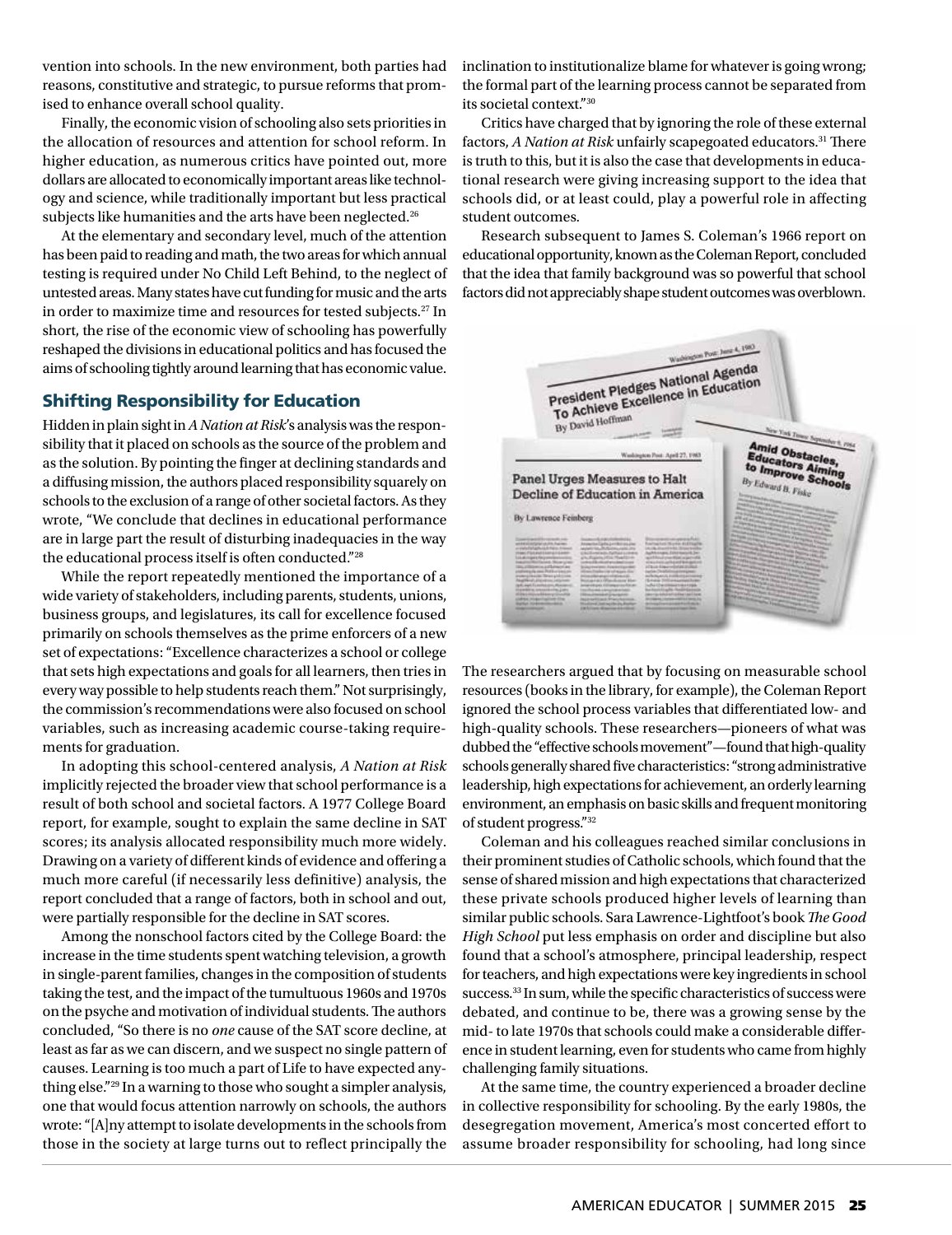vention into schools. In the new environment, both parties had reasons, constitutive and strategic, to pursue reforms that promised to enhance overall school quality.

Finally, the economic vision of schooling also sets priorities in the allocation of resources and attention for school reform. In higher education, as numerous critics have pointed out, more dollars are allocated to economically important areas like technology and science, while traditionally important but less practical subjects like humanities and the arts have been neglected.[26]

At the elementary and secondary level, much of the attention has been paid to reading and math, the two areas for which annual testing is required under No Child Left Behind, to the neglect of untested areas. Many states have cut funding for music and the arts in order to maximize time and resources for tested subjects.[27] In short, the rise of the economic view of schooling has powerfully reshaped the divisions in educational politics and has focused the aims of schooling tightly around learning that has economic value.

## Shifting Responsibility for Education

Hidden in plain sight in *A Nation at Risk*'s analysis was the responsibility that it placed on schools as the source of the problem and as the solution. By pointing the finger at declining standards and a diffusing mission, the authors placed responsibility squarely on schools to the exclusion of a range of other societal factors. As they wrote, "We conclude that declines in educational performance are in large part the result of disturbing inadequacies in the way the educational process itself is often conducted."[28]

While the report repeatedly mentioned the importance of a wide variety of stakeholders, including parents, students, unions, business groups, and legislatures, its call for excellence focused primarily on schools themselves as the prime enforcers of a new set of expectations: "Excellence characterizes a school or college that sets high expectations and goals for all learners, then tries in every way possible to help students reach them." Not surprisingly, the commission's recommendations were also focused on school variables, such as increasing academic course-taking requirements for graduation.

In adopting this school-centered analysis, *A Nation at Risk* implicitly rejected the broader view that school performance is a result of both school and societal factors. A 1977 College Board report, for example, sought to explain the same decline in SAT scores; its analysis allocated responsibility much more widely. Drawing on a variety of different kinds of evidence and offering a much more careful (if necessarily less definitive) analysis, the report concluded that a range of factors, both in school and out, were partially responsible for the decline in SAT scores.

Among the nonschool factors cited by the College Board: the increase in the time students spent watching television, a growth in single-parent families, changes in the composition of students taking the test, and the impact of the tumultuous 1960s and 1970s on the psyche and motivation of individual students. The authors concluded, "So there is no *one* cause of the SAT score decline, at least as far as we can discern, and we suspect no single pattern of causes. Learning is too much a part of Life to have expected anything else."[29] In a warning to those who sought a simpler analysis, one that would focus attention narrowly on schools, the authors wrote: "[A]ny attempt to isolate developments in the schools from those in the society at large turns out to reflect principally the inclination to institutionalize blame for whatever is going wrong; the formal part of the learning process cannot be separated from its societal context."[30]

Critics have charged that by ignoring the role of these external factors, *A Nation at Risk* unfairly scapegoated educators.[31] There is truth to this, but it is also the case that developments in educational research were giving increasing support to the idea that schools did, or at least could, play a powerful role in affecting student outcomes.

Research subsequent to James S. Coleman's 1966 report on educational opportunity, known as the Coleman Report, concluded that the idea that family background was so powerful that school factors did not appreciably shape student outcomes was overblown. The researchers argued that by focusing on measurable school resources (books in the library, for example), the Coleman Report ignored the school process variables that differentiated low- and high-quality schools. These researchers—pioneers of what was dubbed the "effective schools movement"—found that high-quality schools generally shared five characteristics: "strong administrative leadership, high expectations for achievement, an orderly learning environment, an emphasis on basic skills and frequent monitoring of student progress."[32]

Coleman and his colleagues reached similar conclusions in their prominent studies of Catholic schools, which found that the sense of shared mission and high expectations that characterized these private schools produced higher levels of learning than similar public schools. Sara Lawrence-Lightfoot's book *The Good High School* put less emphasis on order and discipline but also found that a school's atmosphere, principal leadership, respect for teachers, and high expectations were key ingredients in school success.[33] In sum, while the specific characteristics of success were debated, and continue to be, there was a growing sense by the mid- to late 1970s that schools could make a considerable difference in student learning, even for students who came from highly challenging family situations.

At the same time, the country experienced a broader decline in collective responsibility for schooling. By the early 1980s, the desegregation movement, America's most concerted effort to assume broader responsibility for schooling, had long since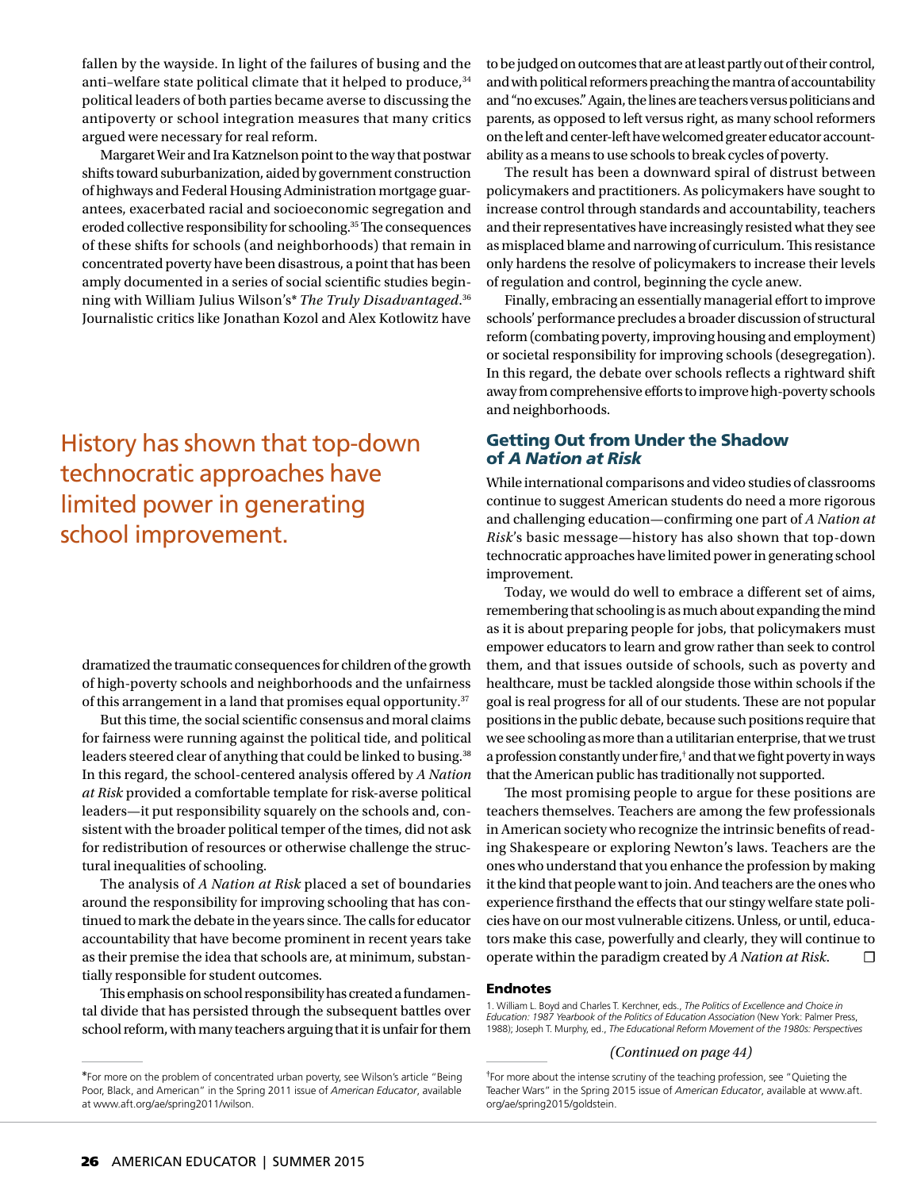fallen by the wayside. In light of the failures of busing and the anti–welfare state political climate that it helped to produce,[34] political leaders of both parties became averse to discussing the antipoverty or school integration measures that many critics argued were necessary for real reform.

Margaret Weir and Ira Katznelson point to the way that postwar shifts toward suburbanization, aided by government construction of highways and Federal Housing Administration mortgage guarantees, exacerbated racial and socioeconomic segregation and eroded collective responsibility for schooling.[35] The consequences of these shifts for schools (and neighborhoods) that remain in concentrated poverty have been disastrous, a point that has been amply documented in a series of social scientific studies beginning with William Julius Wilson's* *The Truly Disadvantaged*.[36] Journalistic critics like Jonathan Kozol and Alex Kotlowitz have dramatized the traumatic consequences for children of the growth of high-poverty schools and neighborhoods and the unfairness of this arrangement in a land that promises equal opportunity.[37]

> History has shown that top-down technocratic approaches have limited power in generating school improvement.

But this time, the social scientific consensus and moral claims for fairness were running against the political tide, and political leaders steered clear of anything that could be linked to busing.[38] In this regard, the school-centered analysis offered by *A Nation at Risk* provided a comfortable template for risk-averse political leaders—it put responsibility squarely on the schools and, consistent with the broader political temper of the times, did not ask for redistribution of resources or otherwise challenge the structural inequalities of schooling.

The analysis of *A Nation at Risk* placed a set of boundaries around the responsibility for improving schooling that has continued to mark the debate in the years since. The calls for educator accountability that have become prominent in recent years take as their premise the idea that schools are, at minimum, substantially responsible for student outcomes.

This emphasis on school responsibility has created a fundamental divide that has persisted through the subsequent battles over school reform, with many teachers arguing that it is unfair for them to be judged on outcomes that are at least partly out of their control, and with political reformers preaching the mantra of accountability and "no excuses." Again, the lines are teachers versus politicians and parents, as opposed to left versus right, as many school reformers on the left and center-left have welcomed greater educator accountability as a means to use schools to break cycles of poverty.

The result has been a downward spiral of distrust between policymakers and practitioners. As policymakers have sought to increase control through standards and accountability, teachers and their representatives have increasingly resisted what they see as misplaced blame and narrowing of curriculum. This resistance only hardens the resolve of policymakers to increase their levels of regulation and control, beginning the cycle anew.

Finally, embracing an essentially managerial effort to improve schools' performance precludes a broader discussion of structural reform (combating poverty, improving housing and employment) or societal responsibility for improving schools (desegregation). In this regard, the debate over schools reflects a rightward shift away from comprehensive efforts to improve high-poverty schools and neighborhoods.

## Getting Out from Under the Shadow of *A Nation at Risk*

While international comparisons and video studies of classrooms continue to suggest American students do need a more rigorous and challenging education—confirming one part of *A Nation at Risk*'s basic message—history has also shown that top-down technocratic approaches have limited power in generating school improvement.

Today, we would do well to embrace a different set of aims, remembering that schooling is as much about expanding the mind as it is about preparing people for jobs, that policymakers must empower educators to learn and grow rather than seek to control them, and that issues outside of schools, such as poverty and healthcare, must be tackled alongside those within schools if the goal is real progress for all of our students. These are not popular positions in the public debate, because such positions require that we see schooling as more than a utilitarian enterprise, that we trust a profession constantly under fire,† and that we fight poverty in ways that the American public has traditionally not supported.

The most promising people to argue for these positions are teachers themselves. Teachers are among the few professionals in American society who recognize the intrinsic benefits of reading Shakespeare or exploring Newton's laws. Teachers are the ones who understand that you enhance the profession by making it the kind that people want to join. And teachers are the ones who experience firsthand the effects that our stingy welfare state policies have on our most vulnerable citizens. Unless, or until, educators make this case, powerfully and clearly, they will continue to operate within the paradigm created by *A Nation at Risk*. ☐

### Endnotes

1. William L. Boyd and Charles T. Kerchner, eds., *The Politics of Excellence and Choice in Education: 1987 Yearbook of the Politics of Education Association* (New York: Palmer Press, 1988); Joseph T. Murphy, ed., *The Educational Reform Movement of the 1980s: Perspectives*

*(Continued on page 44)*

*For more on the problem of concentrated urban poverty, see Wilson's article "Being Poor, Black, and American" in the Spring 2011 issue of *American Educator*, available at www.aft.org/ae/spring2011/wilson.

†For more about the intense scrutiny of the teaching profession, see "Quieting the Teacher Wars" in the Spring 2015 issue of *American Educator*, available at www.aft.org/ae/spring2015/goldstein.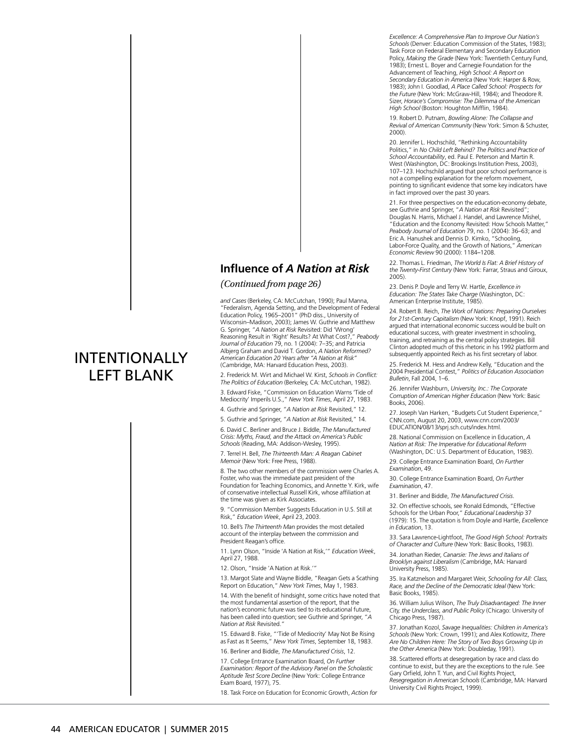INTENTIONALLY LEFT BLANK

## Influence of *A Nation at Risk*

*(Continued from page 26)*

*and Cases* (Berkeley, CA: McCutchan, 1990); Paul Manna, "Federalism, Agenda Setting, and the Development of Federal Education Policy, 1965–2001" (PhD diss., University of Wisconsin–Madison, 2003); James W. Guthrie and Matthew G. Springer, "*A Nation at Risk* Revisited: Did 'Wrong' Reasoning Result in 'Right' Results? At What Cost?," *Peabody Journal of Education* 79, no. 1 (2004): 7–35; and Patricia Albjerg Graham and David T. Gordon, *A Nation Reformed? American Education 20 Years after "A Nation at Risk"* (Cambridge, MA: Harvard Education Press, 2003).

2. Frederick M. Wirt and Michael W. Kirst, *Schools in Conflict: The Politics of Education* (Berkeley, CA: McCutchan, 1982).

3. Edward Fiske, "Commission on Education Warns 'Tide of Mediocrity' Imperils U.S.," *New York Times*, April 27, 1983.

4. Guthrie and Springer, "*A Nation at Risk* Revisited," 12.

5. Guthrie and Springer, "*A Nation at Risk* Revisited," 14.

6. David C. Berliner and Bruce J. Biddle, *The Manufactured Crisis: Myths, Fraud, and the Attack on America's Public Schools* (Reading, MA: Addison-Wesley, 1995).

7. Terrel H. Bell, *The Thirteenth Man: A Reagan Cabinet Memoir* (New York: Free Press, 1988).

8. The two other members of the commission were Charles A. Foster, who was the immediate past president of the Foundation for Teaching Economics, and Annette Y. Kirk, wife of conservative intellectual Russell Kirk, whose affiliation at the time was given as Kirk Associates.

9. "Commission Member Suggests Education in U.S. Still at Risk," *Education Week*, April 23, 2003.

10. Bell's *The Thirteenth Man* provides the most detailed account of the interplay between the commission and President Reagan's office.

11. Lynn Olson, "Inside 'A Nation at Risk,'" *Education Week*, April 27, 1988.

12. Olson, "Inside 'A Nation at Risk.'"

13. Margot Slate and Wayne Biddle, "Reagan Gets a Scathing Report on Education," *New York Times*, May 1, 1983.

14. With the benefit of hindsight, some critics have noted that the most fundamental assertion of the report, that the nation's economic future was tied to its educational future, has been called into question; see Guthrie and Springer, "*A Nation at Risk* Revisited."

15. Edward B. Fiske, "'Tide of Mediocrity' May Not Be Rising as Fast as It Seems," *New York Times*, September 18, 1983.

16. Berliner and Biddle, *The Manufactured Crisis*, 12.

17. College Entrance Examination Board, *On Further Examination: Report of the Advisory Panel on the Scholastic Aptitude Test Score Decline* (New York: College Entrance Exam Board, 1977), 75.

18. Task Force on Education for Economic Growth, *Action for Excellence: A Comprehensive Plan to Improve Our Nation's Schools* (Denver: Education Commission of the States, 1983); Task Force on Federal Elementary and Secondary Education Policy, *Making the Grade* (New York: Twentieth Century Fund, 1983); Ernest L. Boyer and Carnegie Foundation for the Advancement of Teaching, *High School: A Report on Secondary Education in America* (New York: Harper & Row, 1983); John I. Goodlad, *A Place Called School: Prospects for the Future* (New York: McGraw-Hill, 1984); and Theodore R. Sizer, *Horace's Compromise: The Dilemma of the American High School* (Boston: Houghton Mifflin, 1984).

19. Robert D. Putnam, *Bowling Alone: The Collapse and Revival of American Community* (New York: Simon & Schuster, 2000).

20. Jennifer L. Hochschild, "Rethinking Accountability Politics," in *No Child Left Behind? The Politics and Practice of School Accountability*, ed. Paul E. Peterson and Martin R. West (Washington, DC: Brookings Institution Press, 2003), 107–123. Hochschild argued that poor school performance is not a compelling explanation for the reform movement, pointing to significant evidence that some key indicators have in fact improved over the past 30 years.

21. For three perspectives on the education-economy debate, see Guthrie and Springer, "*A Nation at Risk* Revisited"; Douglas N. Harris, Michael J. Handel, and Lawrence Mishel, "Education and the Economy Revisited: How Schools Matter," *Peabody Journal of Education* 79, no. 1 (2004): 36–63; and Eric A. Hanushek and Dennis D. Kimko, "Schooling, Labor-Force Quality, and the Growth of Nations," *American Economic Review* 90 (2000): 1184–1208.

22. Thomas L. Friedman, *The World Is Flat: A Brief History of the Twenty-First Century* (New York: Farrar, Straus and Giroux, 2005).

23. Denis P. Doyle and Terry W. Hartle, *Excellence in Education: The States Take Charge* (Washington, DC: American Enterprise Institute, 1985).

24. Robert B. Reich, *The Work of Nations: Preparing Ourselves for 21st-Century Capitalism* (New York: Knopf, 1991). Reich argued that international economic success would be built on educational success, with greater investment in schooling, training, and retraining as the central policy strategies. Bill Clinton adopted much of this rhetoric in his 1992 platform and subsequently appointed Reich as his first secretary of labor.

25. Frederick M. Hess and Andrew Kelly, "Education and the 2004 Presidential Contest," *Politics of Education Association Bulletin*, Fall 2004, 1–6.

26. Jennifer Washburn, *University, Inc.: The Corporate Corruption of American Higher Education* (New York: Basic Books, 2006).

27. Joseph Van Harken, "Budgets Cut Student Experience," CNN.com, August 20, 2003, www.cnn.com/2003/EDUCATION/08/13/sprj.sch.cuts/index.html.

28. National Commission on Excellence in Education, *A Nation at Risk: The Imperative for Educational Reform* (Washington, DC: U.S. Department of Education, 1983).

29. College Entrance Examination Board, *On Further Examination*, 49.

30. College Entrance Examination Board, *On Further Examination*, 47.

31. Berliner and Biddle, *The Manufactured Crisis*.

32. On effective schools, see Ronald Edmonds, "Effective Schools for the Urban Poor," *Educational Leadership* 37 (1979): 15. The quotation is from Doyle and Hartle, *Excellence in Education*, 13.

33. Sara Lawrence-Lightfoot, *The Good High School: Portraits of Character and Culture* (New York: Basic Books, 1983).

34. Jonathan Rieder, *Canarsie: The Jews and Italians of Brooklyn against Liberalism* (Cambridge, MA: Harvard University Press, 1985).

35. Ira Katznelson and Margaret Weir, *Schooling for All: Class, Race, and the Decline of the Democratic Ideal* (New York: Basic Books, 1985).

36. William Julius Wilson, *The Truly Disadvantaged: The Inner City, the Underclass, and Public Policy* (Chicago: University of Chicago Press, 1987).

37. Jonathan Kozol, *Savage Inequalities: Children in America's Schools* (New York: Crown, 1991); and Alex Kotlowitz, *There Are No Children Here: The Story of Two Boys Growing Up in the Other America* (New York: Doubleday, 1991).

38. Scattered efforts at desegregation by race and class do continue to exist, but they are the exceptions to the rule. See Gary Orfield, John T. Yun, and Civil Rights Project, *Resegregation in American Schools* (Cambridge, MA: Harvard University Civil Rights Project, 1999).